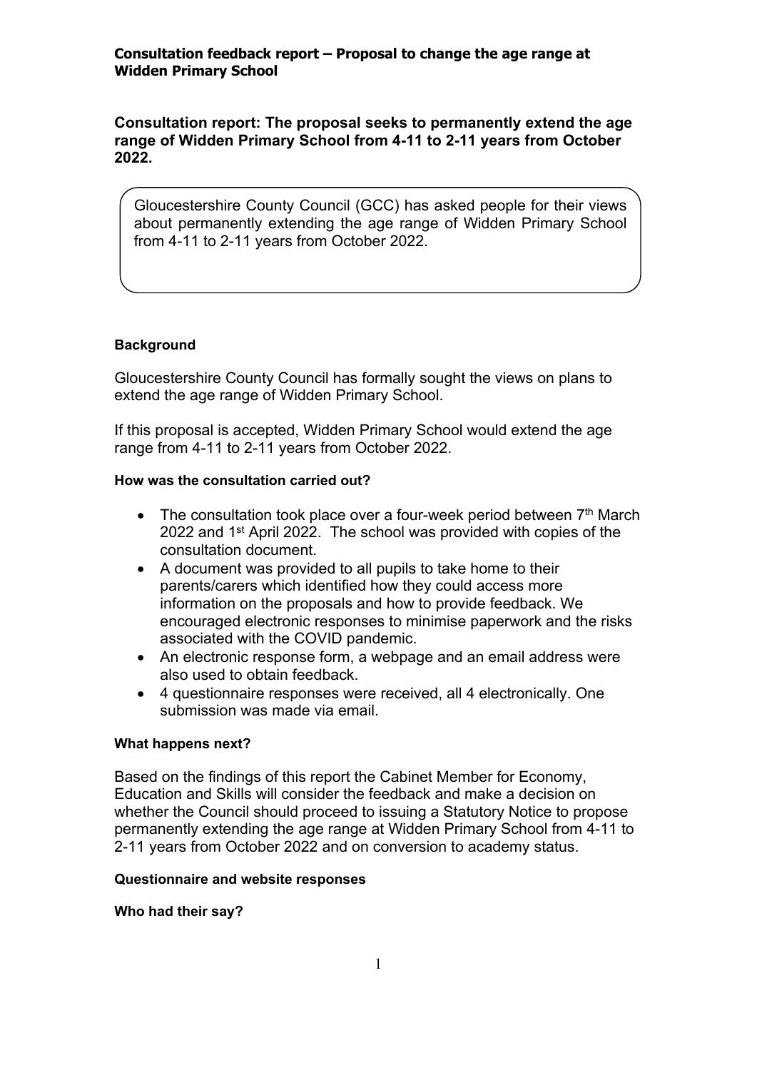**Consultation feedback report – Proposal to change the age range at Widden Primary School**

**Consultation report: The proposal seeks to permanently extend the age range of Widden Primary School from 4-11 to 2-11 years from October 2022.**

Gloucestershire County Council (GCC) has asked people for their views about permanently extending the age range of Widden Primary School from 4-11 to 2-11 years from October 2022.

### Background

Gloucestershire County Council has formally sought the views on plans to extend the age range of Widden Primary School.

If this proposal is accepted, Widden Primary School would extend the age range from 4-11 to 2-11 years from October 2022.

### How was the consultation carried out?

- The consultation took place over a four-week period between 7th March 2022 and 1st April 2022. The school was provided with copies of the consultation document.
- A document was provided to all pupils to take home to their parents/carers which identified how they could access more information on the proposals and how to provide feedback. We encouraged electronic responses to minimise paperwork and the risks associated with the COVID pandemic.
- An electronic response form, a webpage and an email address were also used to obtain feedback.
- 4 questionnaire responses were received, all 4 electronically. One submission was made via email.

### What happens next?

Based on the findings of this report the Cabinet Member for Economy, Education and Skills will consider the feedback and make a decision on whether the Council should proceed to issuing a Statutory Notice to propose permanently extending the age range at Widden Primary School from 4-11 to 2-11 years from October 2022 and on conversion to academy status.

### Questionnaire and website responses

### Who had their say?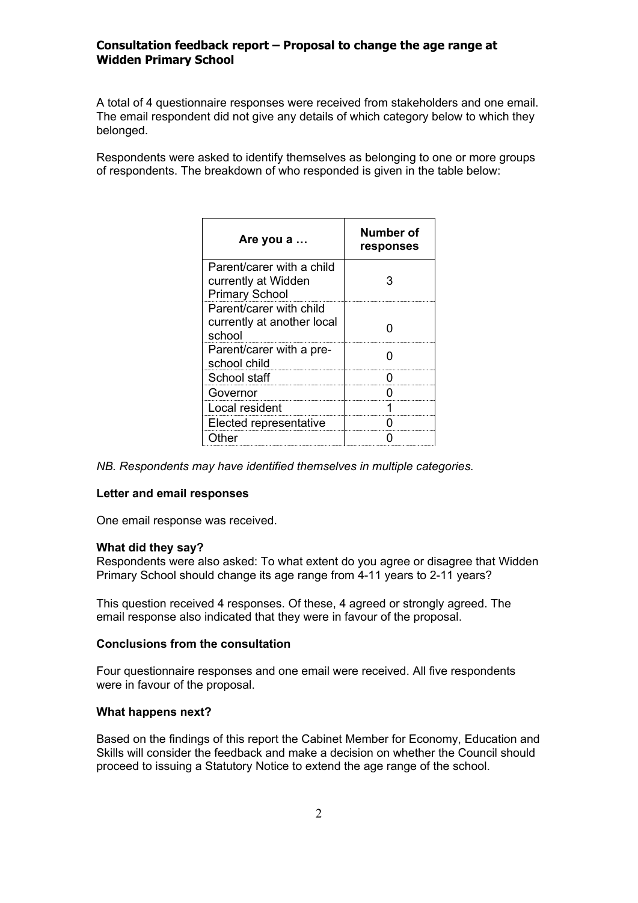## Consultation feedback report – Proposal to change the age range at Widden Primary School

A total of 4 questionnaire responses were received from stakeholders and one email. The email respondent did not give any details of which category below to which they belonged.

Respondents were asked to identify themselves as belonging to one or more groups of respondents. The breakdown of who responded is given in the table below:

| Are you a … | Number of responses |
|---|---|
| Parent/carer with a child currently at Widden Primary School | 3 |
| Parent/carer with child currently at another local school | 0 |
| Parent/carer with a pre-school child | 0 |
| School staff | 0 |
| Governor | 0 |
| Local resident | 1 |
| Elected representative | 0 |
| Other | 0 |

*NB. Respondents may have identified themselves in multiple categories.*

**Letter and email responses**

One email response was received.

**What did they say?**

Respondents were also asked: To what extent do you agree or disagree that Widden Primary School should change its age range from 4-11 years to 2-11 years?

This question received 4 responses. Of these, 4 agreed or strongly agreed. The email response also indicated that they were in favour of the proposal.

**Conclusions from the consultation**

Four questionnaire responses and one email were received. All five respondents were in favour of the proposal.

**What happens next?**

Based on the findings of this report the Cabinet Member for Economy, Education and Skills will consider the feedback and make a decision on whether the Council should proceed to issuing a Statutory Notice to extend the age range of the school.